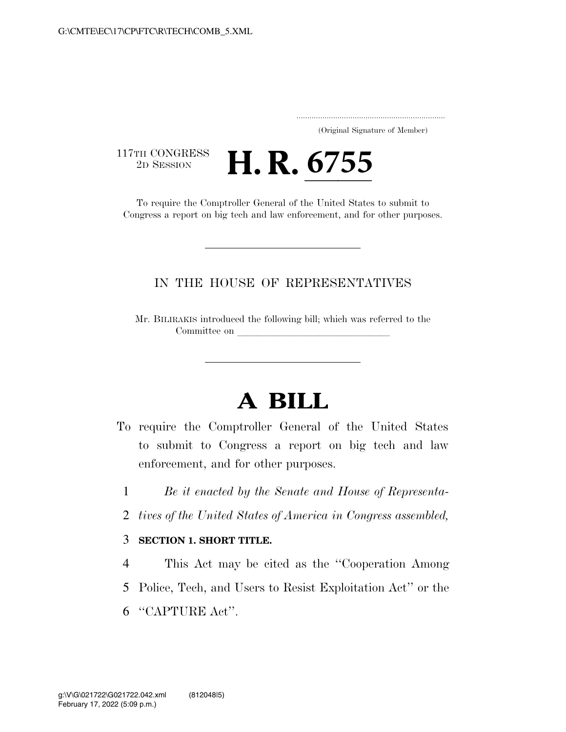(Original Signature of Member)

117TH CONGRESS
2D SESSION

# H. R. 6755

To require the Comptroller General of the United States to submit to Congress a report on big tech and law enforcement, and for other purposes.

---

IN THE HOUSE OF REPRESENTATIVES

Mr. BILIRAKIS introduced the following bill; which was referred to the Committee on \_\_\_\_\_\_\_\_\_\_\_\_\_\_\_\_\_\_\_\_\_\_\_\_\_\_\_\_\_\_\_\_

---

# A BILL

To require the Comptroller General of the United States to submit to Congress a report on big tech and law enforcement, and for other purposes.

1 *Be it enacted by the Senate and House of Representa-*
2 *tives of the United States of America in Congress assembled,*

3 **SECTION 1. SHORT TITLE.**

4 This Act may be cited as the ''Cooperation Among
5 Police, Tech, and Users to Resist Exploitation Act'' or the
6 ''CAPTURE Act''.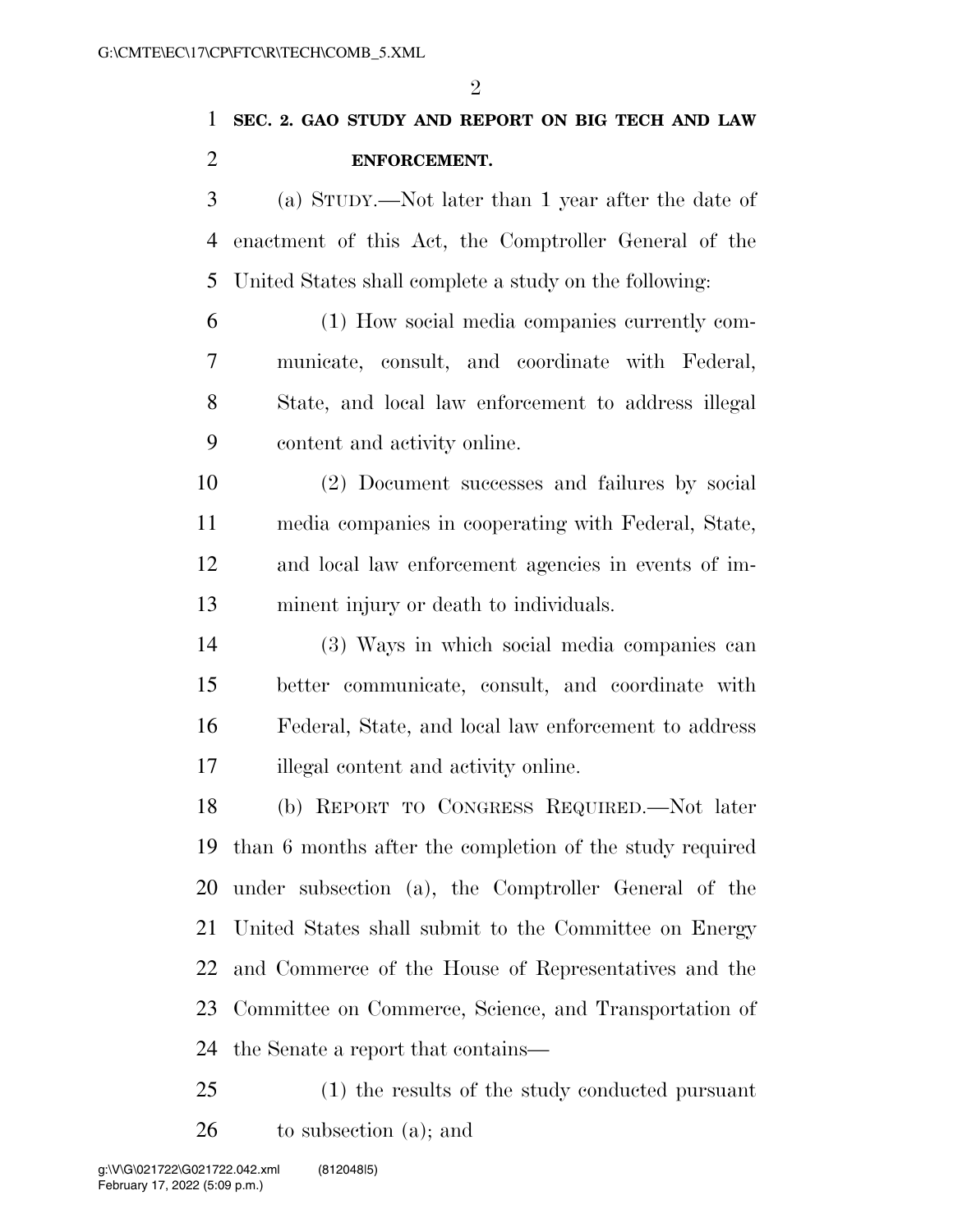**SEC. 2. GAO STUDY AND REPORT ON BIG TECH AND LAW ENFORCEMENT.**

(a) STUDY.—Not later than 1 year after the date of enactment of this Act, the Comptroller General of the United States shall complete a study on the following:

(1) How social media companies currently communicate, consult, and coordinate with Federal, State, and local law enforcement to address illegal content and activity online.

(2) Document successes and failures by social media companies in cooperating with Federal, State, and local law enforcement agencies in events of imminent injury or death to individuals.

(3) Ways in which social media companies can better communicate, consult, and coordinate with Federal, State, and local law enforcement to address illegal content and activity online.

(b) REPORT TO CONGRESS REQUIRED.—Not later than 6 months after the completion of the study required under subsection (a), the Comptroller General of the United States shall submit to the Committee on Energy and Commerce of the House of Representatives and the Committee on Commerce, Science, and Transportation of the Senate a report that contains—

(1) the results of the study conducted pursuant to subsection (a); and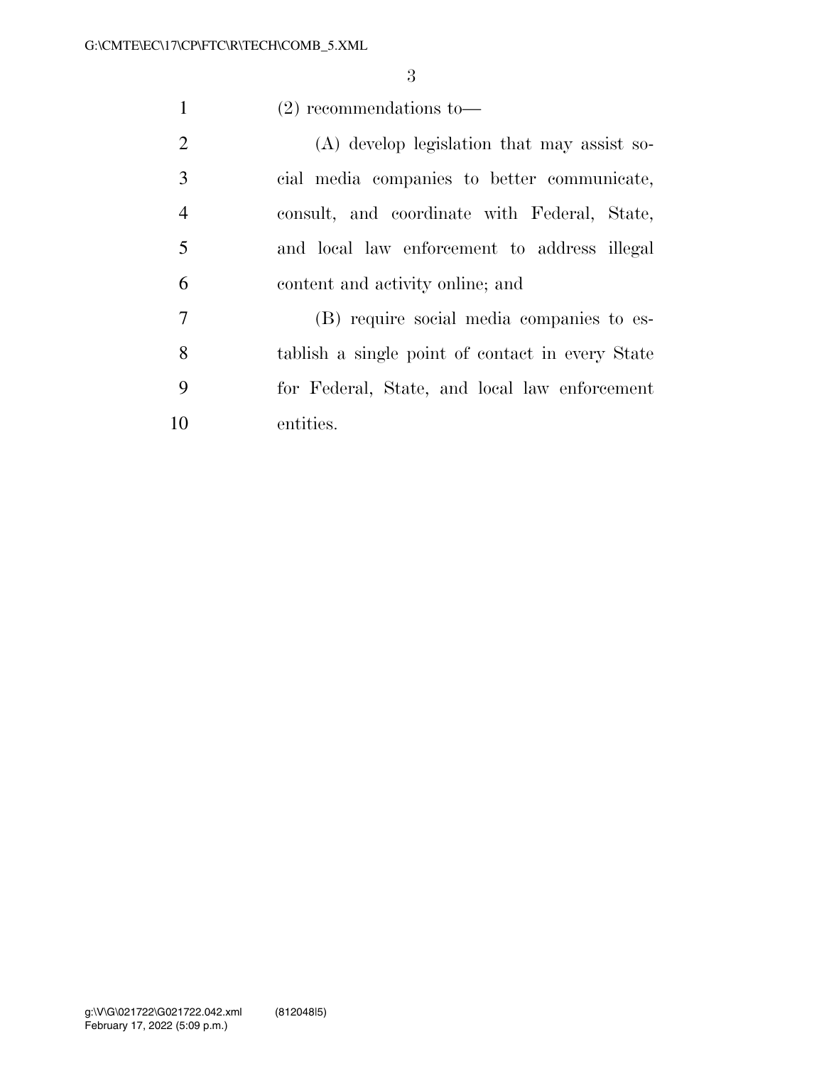(2) recommendations to—

(A) develop legislation that may assist social media companies to better communicate, consult, and coordinate with Federal, State, and local law enforcement to address illegal content and activity online; and

(B) require social media companies to establish a single point of contact in every State for Federal, State, and local law enforcement entities.